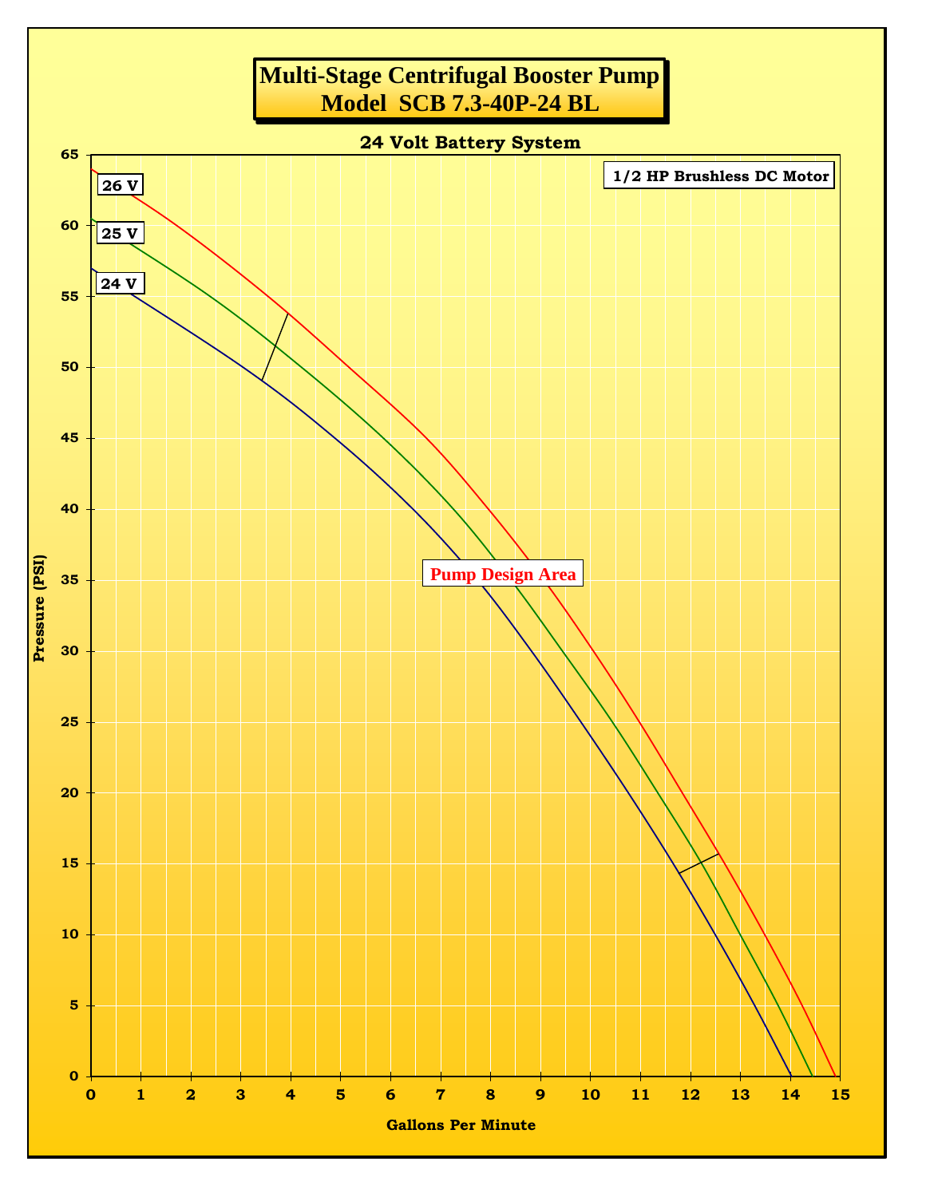# Multi-Stage Centrifugal Booster Pump
## Model SCB 7.3-40P-24 BL

**24 Volt Battery System**

**1/2 HP Brushless DC Motor**

**26 V**

**25 V**

**24 V**

**Pump Design Area**

Pressure (PSI): 0, 5, 10, 15, 20, 25, 30, 35, 40, 45, 50, 55, 60, 65

Gallons Per Minute: 0, 1, 2, 3, 4, 5, 6, 7, 8, 9, 10, 11, 12, 13, 14, 15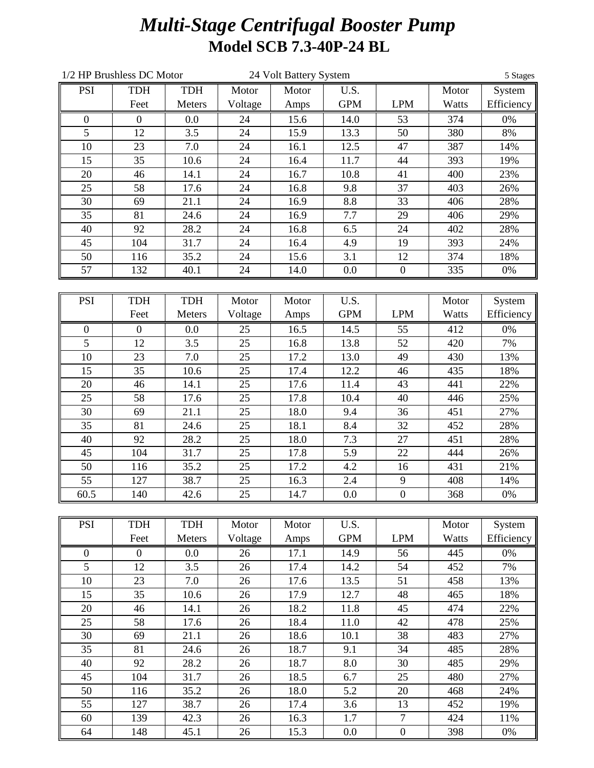# *Multi-Stage Centrifugal Booster Pump*

## Model SCB 7.3-40P-24 BL

1/2 HP Brushless DC Motor 24 Volt Battery System 5 Stages

| PSI | TDH Feet | TDH Meters | Motor Voltage | Motor Amps | U.S. GPM | LPM | Motor Watts | System Efficiency |
|---|---|---|---|---|---|---|---|---|
| 0 | 0 | 0.0 | 24 | 15.6 | 14.0 | 53 | 374 | 0% |
| 5 | 12 | 3.5 | 24 | 15.9 | 13.3 | 50 | 380 | 8% |
| 10 | 23 | 7.0 | 24 | 16.1 | 12.5 | 47 | 387 | 14% |
| 15 | 35 | 10.6 | 24 | 16.4 | 11.7 | 44 | 393 | 19% |
| 20 | 46 | 14.1 | 24 | 16.7 | 10.8 | 41 | 400 | 23% |
| 25 | 58 | 17.6 | 24 | 16.8 | 9.8 | 37 | 403 | 26% |
| 30 | 69 | 21.1 | 24 | 16.9 | 8.8 | 33 | 406 | 28% |
| 35 | 81 | 24.6 | 24 | 16.9 | 7.7 | 29 | 406 | 29% |
| 40 | 92 | 28.2 | 24 | 16.8 | 6.5 | 24 | 402 | 28% |
| 45 | 104 | 31.7 | 24 | 16.4 | 4.9 | 19 | 393 | 24% |
| 50 | 116 | 35.2 | 24 | 15.6 | 3.1 | 12 | 374 | 18% |
| 57 | 132 | 40.1 | 24 | 14.0 | 0.0 | 0 | 335 | 0% |

| PSI | TDH Feet | TDH Meters | Motor Voltage | Motor Amps | U.S. GPM | LPM | Motor Watts | System Efficiency |
|---|---|---|---|---|---|---|---|---|
| 0 | 0 | 0.0 | 25 | 16.5 | 14.5 | 55 | 412 | 0% |
| 5 | 12 | 3.5 | 25 | 16.8 | 13.8 | 52 | 420 | 7% |
| 10 | 23 | 7.0 | 25 | 17.2 | 13.0 | 49 | 430 | 13% |
| 15 | 35 | 10.6 | 25 | 17.4 | 12.2 | 46 | 435 | 18% |
| 20 | 46 | 14.1 | 25 | 17.6 | 11.4 | 43 | 441 | 22% |
| 25 | 58 | 17.6 | 25 | 17.8 | 10.4 | 40 | 446 | 25% |
| 30 | 69 | 21.1 | 25 | 18.0 | 9.4 | 36 | 451 | 27% |
| 35 | 81 | 24.6 | 25 | 18.1 | 8.4 | 32 | 452 | 28% |
| 40 | 92 | 28.2 | 25 | 18.0 | 7.3 | 27 | 451 | 28% |
| 45 | 104 | 31.7 | 25 | 17.8 | 5.9 | 22 | 444 | 26% |
| 50 | 116 | 35.2 | 25 | 17.2 | 4.2 | 16 | 431 | 21% |
| 55 | 127 | 38.7 | 25 | 16.3 | 2.4 | 9 | 408 | 14% |
| 60.5 | 140 | 42.6 | 25 | 14.7 | 0.0 | 0 | 368 | 0% |

| PSI | TDH Feet | TDH Meters | Motor Voltage | Motor Amps | U.S. GPM | LPM | Motor Watts | System Efficiency |
|---|---|---|---|---|---|---|---|---|
| 0 | 0 | 0.0 | 26 | 17.1 | 14.9 | 56 | 445 | 0% |
| 5 | 12 | 3.5 | 26 | 17.4 | 14.2 | 54 | 452 | 7% |
| 10 | 23 | 7.0 | 26 | 17.6 | 13.5 | 51 | 458 | 13% |
| 15 | 35 | 10.6 | 26 | 17.9 | 12.7 | 48 | 465 | 18% |
| 20 | 46 | 14.1 | 26 | 18.2 | 11.8 | 45 | 474 | 22% |
| 25 | 58 | 17.6 | 26 | 18.4 | 11.0 | 42 | 478 | 25% |
| 30 | 69 | 21.1 | 26 | 18.6 | 10.1 | 38 | 483 | 27% |
| 35 | 81 | 24.6 | 26 | 18.7 | 9.1 | 34 | 485 | 28% |
| 40 | 92 | 28.2 | 26 | 18.7 | 8.0 | 30 | 485 | 29% |
| 45 | 104 | 31.7 | 26 | 18.5 | 6.7 | 25 | 480 | 27% |
| 50 | 116 | 35.2 | 26 | 18.0 | 5.2 | 20 | 468 | 24% |
| 55 | 127 | 38.7 | 26 | 17.4 | 3.6 | 13 | 452 | 19% |
| 60 | 139 | 42.3 | 26 | 16.3 | 1.7 | 7 | 424 | 11% |
| 64 | 148 | 45.1 | 26 | 15.3 | 0.0 | 0 | 398 | 0% |